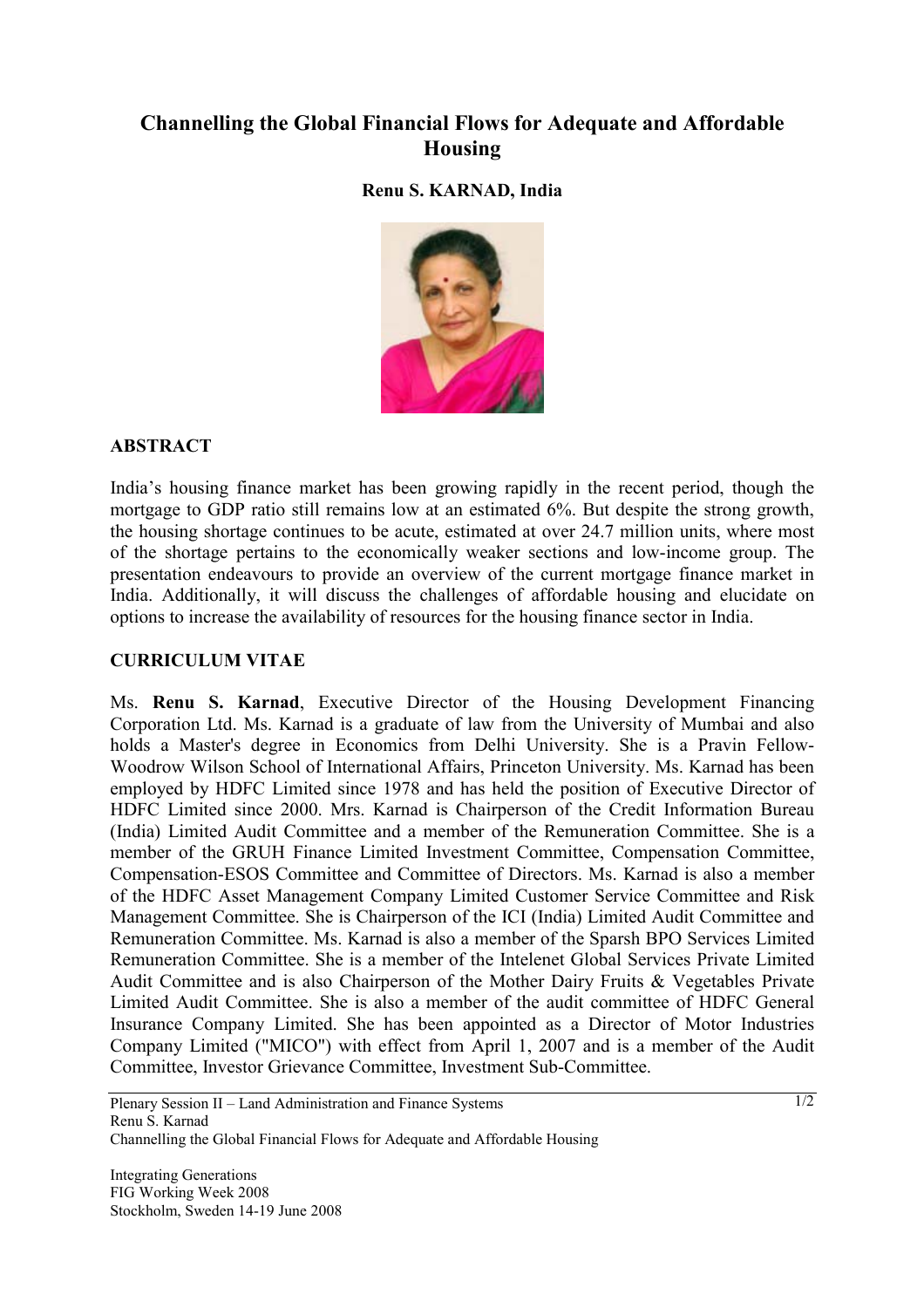# Channelling the Global Financial Flows for Adequate and Affordable Housing

**Renu S. KARNAD, India**

## ABSTRACT

India's housing finance market has been growing rapidly in the recent period, though the mortgage to GDP ratio still remains low at an estimated 6%. But despite the strong growth, the housing shortage continues to be acute, estimated at over 24.7 million units, where most of the shortage pertains to the economically weaker sections and low-income group. The presentation endeavours to provide an overview of the current mortgage finance market in India. Additionally, it will discuss the challenges of affordable housing and elucidate on options to increase the availability of resources for the housing finance sector in India.

## CURRICULUM VITAE

Ms. **Renu S. Karnad**, Executive Director of the Housing Development Financing Corporation Ltd. Ms. Karnad is a graduate of law from the University of Mumbai and also holds a Master's degree in Economics from Delhi University. She is a Pravin Fellow-Woodrow Wilson School of International Affairs, Princeton University. Ms. Karnad has been employed by HDFC Limited since 1978 and has held the position of Executive Director of HDFC Limited since 2000. Mrs. Karnad is Chairperson of the Credit Information Bureau (India) Limited Audit Committee and a member of the Remuneration Committee. She is a member of the GRUH Finance Limited Investment Committee, Compensation Committee, Compensation-ESOS Committee and Committee of Directors. Ms. Karnad is also a member of the HDFC Asset Management Company Limited Customer Service Committee and Risk Management Committee. She is Chairperson of the ICI (India) Limited Audit Committee and Remuneration Committee. Ms. Karnad is also a member of the Sparsh BPO Services Limited Remuneration Committee. She is a member of the Intelenet Global Services Private Limited Audit Committee and is also Chairperson of the Mother Dairy Fruits & Vegetables Private Limited Audit Committee. She is also a member of the audit committee of HDFC General Insurance Company Limited. She has been appointed as a Director of Motor Industries Company Limited ("MICO") with effect from April 1, 2007 and is a member of the Audit Committee, Investor Grievance Committee, Investment Sub-Committee.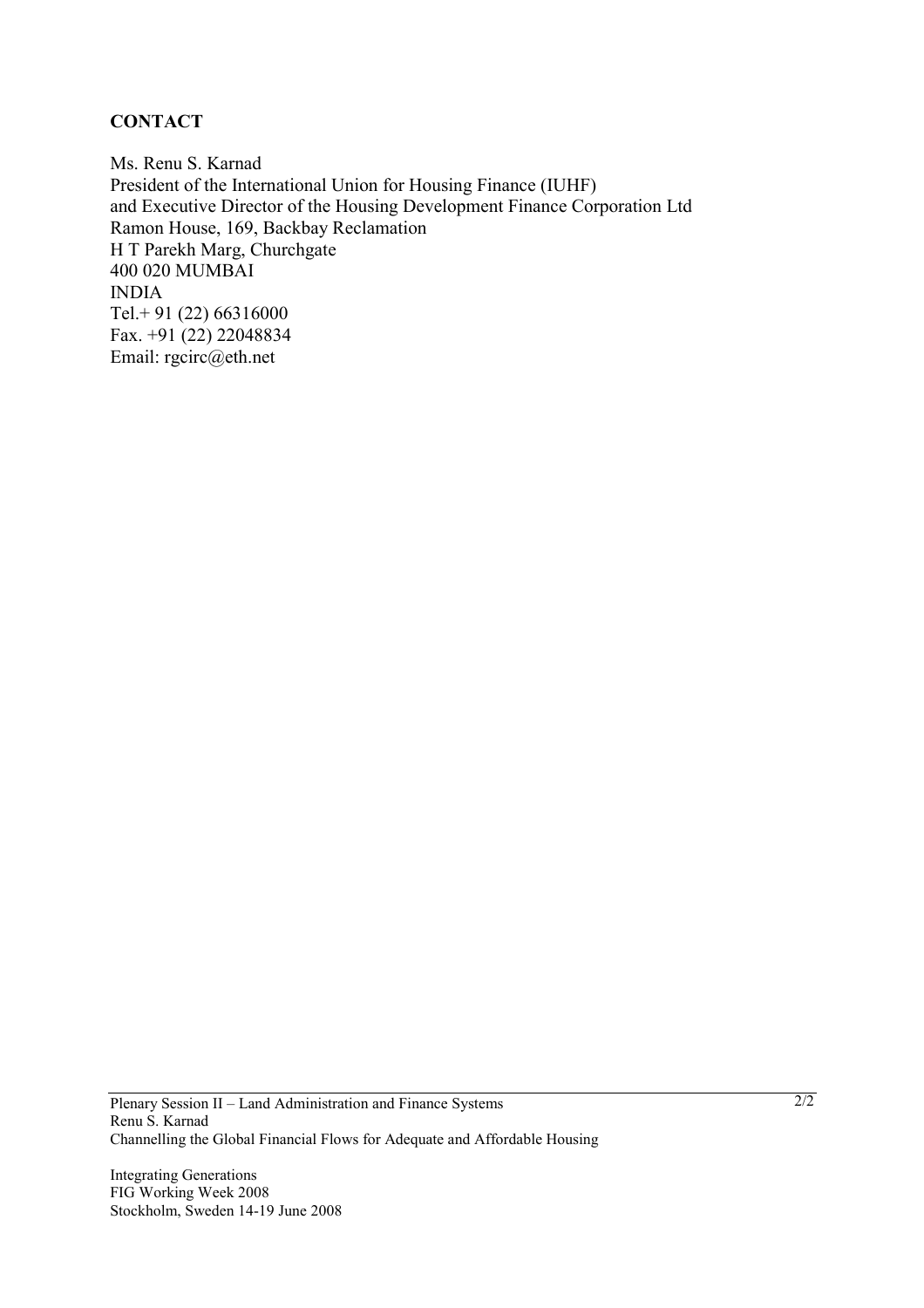## CONTACT

Ms. Renu S. Karnad
President of the International Union for Housing Finance (IUHF)
and Executive Director of the Housing Development Finance Corporation Ltd
Ramon House, 169, Backbay Reclamation
H T Parekh Marg, Churchgate
400 020 MUMBAI
INDIA
Tel.+ 91 (22) 66316000
Fax. +91 (22) 22048834
Email: rgcirc@eth.net